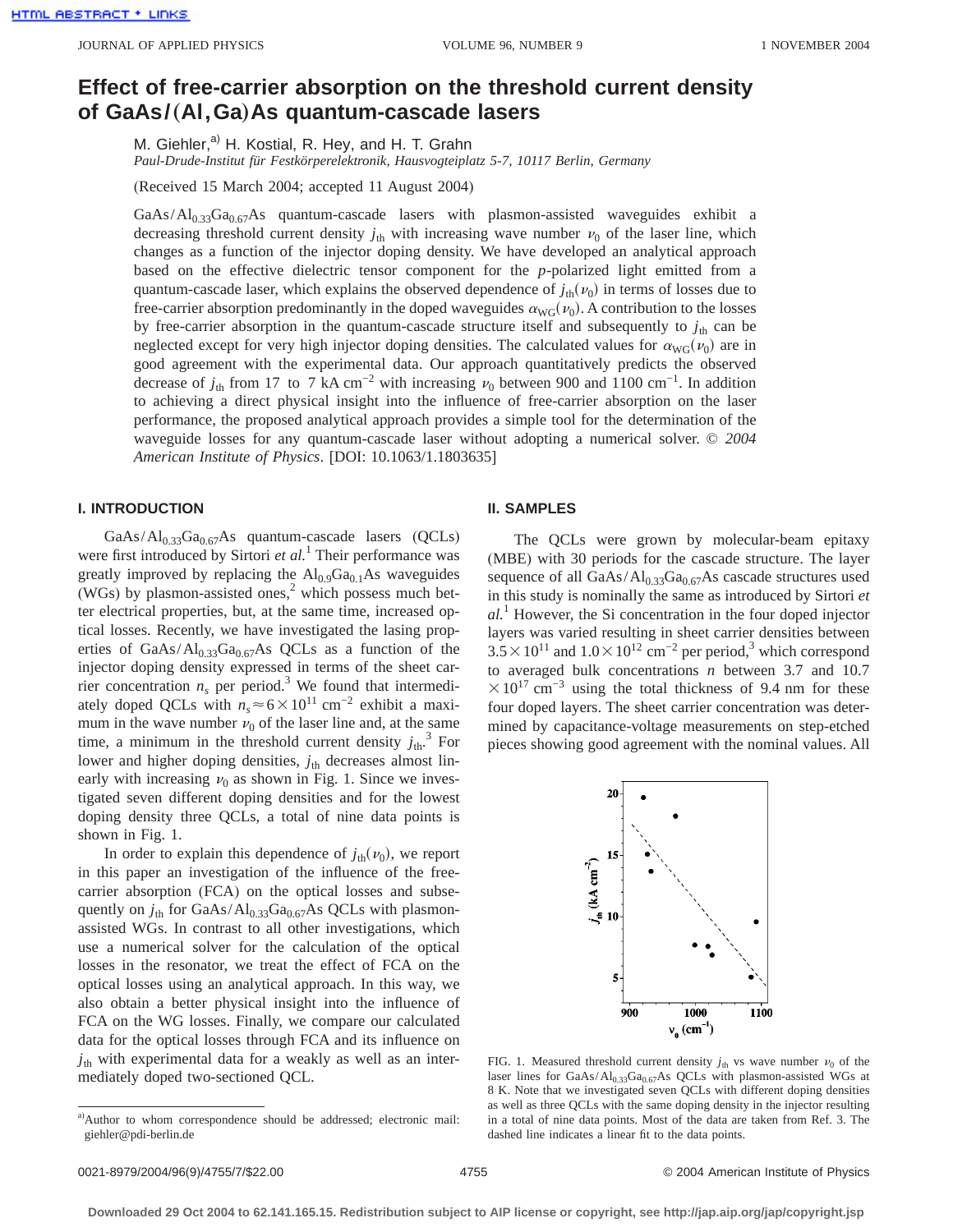# Effect of free-carrier absorption on the threshold current density of GaAs/(Al,Ga)As quantum-cascade lasers

M. Giehler,[a] H. Kostial, R. Hey, and H. T. Grahn

*Paul-Drude-Institut für Festkörperelektronik, Hausvogteiplatz 5-7, 10117 Berlin, Germany*

(Received 15 March 2004; accepted 11 August 2004)

$GaAs/Al_{0.33}Ga_{0.67}As$ quantum-cascade lasers with plasmon-assisted waveguides exhibit a decreasing threshold current density $j_{th}$ with increasing wave number $\nu_0$ of the laser line, which changes as a function of the injector doping density. We have developed an analytical approach based on the effective dielectric tensor component for the *p*-polarized light emitted from a quantum-cascade laser, which explains the observed dependence of $j_{th}(\nu_0)$ in terms of losses due to free-carrier absorption predominantly in the doped waveguides $\alpha_{WG}(\nu_0)$. A contribution to the losses by free-carrier absorption in the quantum-cascade structure itself and subsequently to $j_{th}$ can be neglected except for very high injector doping densities. The calculated values for $\alpha_{WG}(\nu_0)$ are in good agreement with the experimental data. Our approach quantitatively predicts the observed decrease of $j_{th}$ from 17 to 7 kA $cm^{-2}$ with increasing $\nu_0$ between 900 and 1100 $cm^{-1}$. In addition to achieving a direct physical insight into the influence of free-carrier absorption on the laser performance, the proposed analytical approach provides a simple tool for the determination of the waveguide losses for any quantum-cascade laser without adopting a numerical solver. © *2004 American Institute of Physics*. [DOI: 10.1063/1.1803635]

## I. INTRODUCTION

$GaAs/Al_{0.33}Ga_{0.67}As$ quantum-cascade lasers (QCLs) were first introduced by Sirtori *et al.*[1] Their performance was greatly improved by replacing the $Al_{0.9}Ga_{0.1}As$ waveguides (WGs) by plasmon-assisted ones,[2] which possess much better electrical properties, but, at the same time, increased optical losses. Recently, we have investigated the lasing properties of $GaAs/Al_{0.33}Ga_{0.67}As$ QCLs as a function of the injector doping density expressed in terms of the sheet carrier concentration $n_s$ per period.[3] We found that intermediately doped QCLs with $n_s \approx 6 \times 10^{11}$ $cm^{-2}$ exhibit a maximum in the wave number $\nu_0$ of the laser line and, at the same time, a minimum in the threshold current density $j_{th}$.[3] For lower and higher doping densities, $j_{th}$ decreases almost linearly with increasing $\nu_0$ as shown in Fig. 1. Since we investigated seven different doping densities and for the lowest doping density three QCLs, a total of nine data points is shown in Fig. 1.

In order to explain this dependence of $j_{th}(\nu_0)$, we report in this paper an investigation of the influence of the free-carrier absorption (FCA) on the optical losses and subsequently on $j_{th}$ for $GaAs/Al_{0.33}Ga_{0.67}As$ QCLs with plasmon-assisted WGs. In contrast to all other investigations, which use a numerical solver for the calculation of the optical losses in the resonator, we treat the effect of FCA on the optical losses using an analytical approach. In this way, we also obtain a better physical insight into the influence of FCA on the WG losses. Finally, we compare our calculated data for the optical losses through FCA and its influence on $j_{th}$ with experimental data for a weakly as well as an intermediately doped two-sectioned QCL.

[a]Author to whom correspondence should be addressed; electronic mail: giehler@pdi-berlin.de

## II. SAMPLES

The QCLs were grown by molecular-beam epitaxy (MBE) with 30 periods for the cascade structure. The layer sequence of all $GaAs/Al_{0.33}Ga_{0.67}As$ cascade structures used in this study is nominally the same as introduced by Sirtori *et al.*[1] However, the Si concentration in the four doped injector layers was varied resulting in sheet carrier densities between $3.5 \times 10^{11}$ and $1.0 \times 10^{12}$ $cm^{-2}$ per period,[3] which correspond to averaged bulk concentrations $n$ between 3.7 and 10.7 $\times 10^{17}$ $cm^{-3}$ using the total thickness of 9.4 nm for these four doped layers. The sheet carrier concentration was determined by capacitance-voltage measurements on step-etched pieces showing good agreement with the nominal values. All

FIG. 1. Measured threshold current density $j_{th}$ vs wave number $\nu_0$ of the laser lines for $GaAs/Al_{0.33}Ga_{0.67}As$ QCLs with plasmon-assisted WGs at 8 K. Note that we investigated seven QCLs with different doping densities as well as three QCLs with the same doping density in the injector resulting in a total of nine data points. Most of the data are taken from Ref. 3. The dashed line indicates a linear fit to the data points.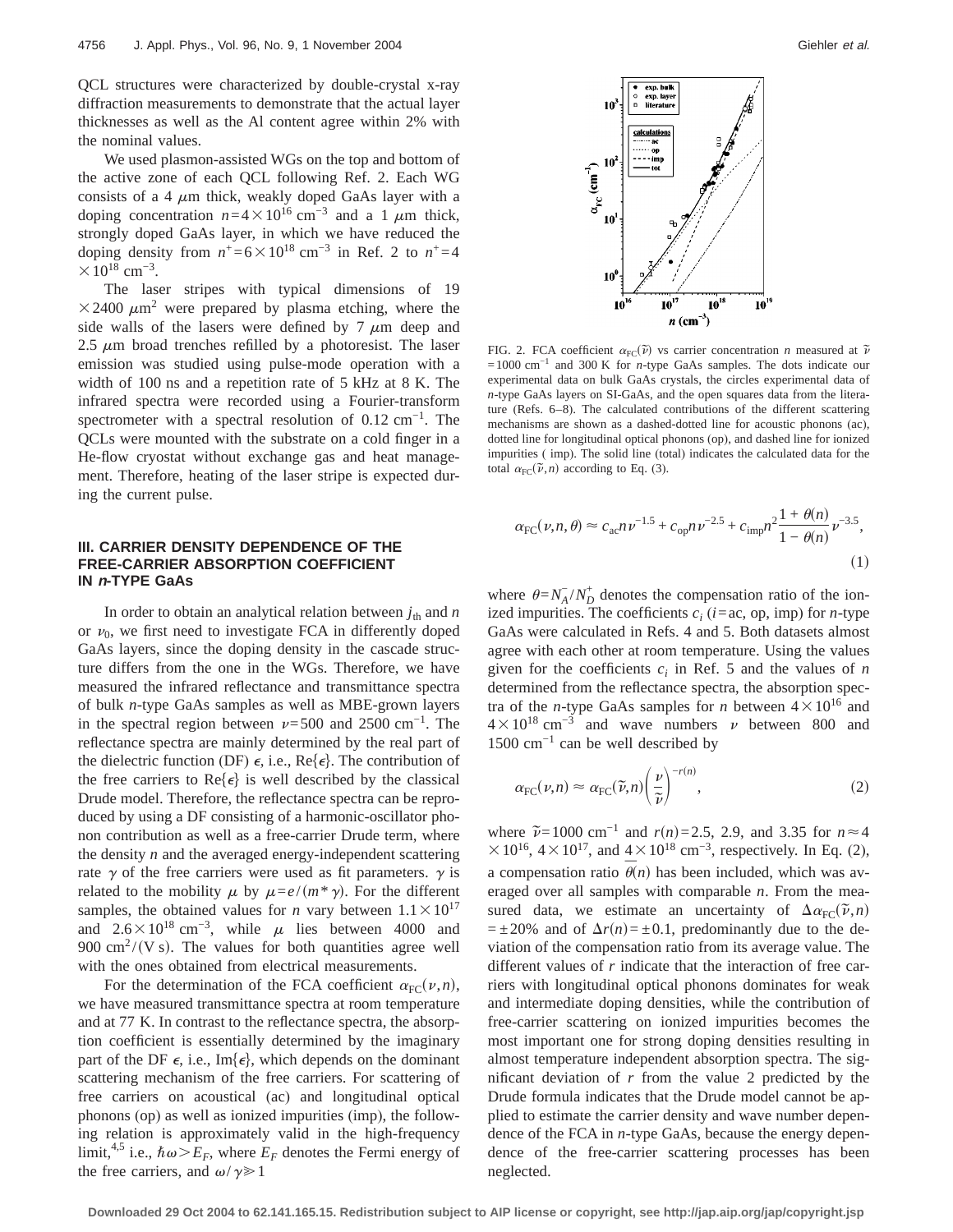QCL structures were characterized by double-crystal x-ray diffraction measurements to demonstrate that the actual layer thicknesses as well as the Al content agree within 2% with the nominal values.

We used plasmon-assisted WGs on the top and bottom of the active zone of each QCL following Ref. 2. Each WG consists of a 4 $\mu$m thick, weakly doped GaAs layer with a doping concentration $n=4\times10^{16}$ cm$^{-3}$ and a 1 $\mu$m thick, strongly doped GaAs layer, in which we have reduced the doping density from $n^+=6\times10^{18}$ cm$^{-3}$ in Ref. 2 to $n^+=4\times10^{18}$ cm$^{-3}$.

The laser stripes with typical dimensions of $19\times2400$ $\mu$m$^2$ were prepared by plasma etching, where the side walls of the lasers were defined by 7 $\mu$m deep and 2.5 $\mu$m broad trenches refilled by a photoresist. The laser emission was studied using pulse-mode operation with a width of 100 ns and a repetition rate of 5 kHz at 8 K. The infrared spectra were recorded using a Fourier-transform spectrometer with a spectral resolution of 0.12 cm$^{-1}$. The QCLs were mounted with the substrate on a cold finger in a He-flow cryostat without exchange gas and heat management. Therefore, heating of the laser stripe is expected during the current pulse.

## III. CARRIER DENSITY DEPENDENCE OF THE FREE-CARRIER ABSORPTION COEFFICIENT IN *n*-TYPE GaAs

In order to obtain an analytical relation between $j_{\text{th}}$ and $n$ or $\nu_0$, we first need to investigate FCA in differently doped GaAs layers, since the doping density in the cascade structure differs from the one in the WGs. Therefore, we have measured the infrared reflectance and transmittance spectra of bulk *n*-type GaAs samples as well as MBE-grown layers in the spectral region between $\nu=500$ and 2500 cm$^{-1}$. The reflectance spectra are mainly determined by the real part of the dielectric function (DF) $\epsilon$, i.e., Re$\{\epsilon\}$. The contribution of the free carriers to Re$\{\epsilon\}$ is well described by the classical Drude model. Therefore, the reflectance spectra can be reproduced by using a DF consisting of a harmonic-oscillator phonon contribution as well as a free-carrier Drude term, where the density $n$ and the averaged energy-independent scattering rate $\gamma$ of the free carriers were used as fit parameters. $\gamma$ is related to the mobility $\mu$ by $\mu=e/(m^*\gamma)$. For the different samples, the obtained values for $n$ vary between $1.1\times10^{17}$ and $2.6\times10^{18}$ cm$^{-3}$, while $\mu$ lies between 4000 and 900 cm$^2$/(V s). The values for both quantities agree well with the ones obtained from electrical measurements.

For the determination of the FCA coefficient $\alpha_{\text{FC}}(\nu,n)$, we have measured transmittance spectra at room temperature and at 77 K. In contrast to the reflectance spectra, the absorption coefficient is essentially determined by the imaginary part of the DF $\epsilon$, i.e., Im$\{\epsilon\}$, which depends on the dominant scattering mechanism of the free carriers. For scattering of free carriers on acoustical (ac) and longitudinal optical phonons (op) as well as ionized impurities (imp), the following relation is approximately valid in the high-frequency limit,[4,5] i.e., $\hbar\omega > E_F$, where $E_F$ denotes the Fermi energy of the free carriers, and $\omega/\gamma \gg 1$

FIG. 2. FCA coefficient $\alpha_{\text{FC}}(\tilde{\nu})$ vs carrier concentration $n$ measured at $\tilde{\nu}=1000$ cm$^{-1}$ and 300 K for *n*-type GaAs samples. The dots indicate our experimental data on bulk GaAs crystals, the circles experimental data of *n*-type GaAs layers on SI-GaAs, and the open squares data from the literature (Refs. 6–8). The calculated contributions of the different scattering mechanisms are shown as a dashed-dotted line for acoustic phonons (ac), dotted line for longitudinal optical phonons (op), and dashed line for ionized impurities ( imp). The solid line (total) indicates the calculated data for the total $\alpha_{\text{FC}}(\tilde{\nu},n)$ according to Eq. (3).

$$\alpha_{\text{FC}}(\nu,n,\theta) \approx c_{\text{ac}} n \nu^{-1.5} + c_{\text{op}} n \nu^{-2.5} + c_{\text{imp}} n^2 \frac{1+\theta(n)}{1-\theta(n)} \nu^{-3.5}, \tag{1}$$

where $\theta=N_A^-/N_D^+$ denotes the compensation ratio of the ionized impurities. The coefficients $c_i$ ($i$=ac, op, imp) for *n*-type GaAs were calculated in Refs. 4 and 5. Both datasets almost agree with each other at room temperature. Using the values given for the coefficients $c_i$ in Ref. 5 and the values of $n$ determined from the reflectance spectra, the absorption spectra of the *n*-type GaAs samples for $n$ between $4\times10^{16}$ and $4\times10^{18}$ cm$^{-3}$ and wave numbers $\nu$ between 800 and 1500 cm$^{-1}$ can be well described by

$$\alpha_{\text{FC}}(\nu,n) \approx \alpha_{\text{FC}}(\tilde{\nu},n)\left(\frac{\nu}{\tilde{\nu}}\right)^{-r(n)}, \tag{2}$$

where $\tilde{\nu}=1000$ cm$^{-1}$ and $r(n)$=2.5, 2.9, and 3.35 for $n\approx4\times10^{16}$, $4\times10^{17}$, and $4\times10^{18}$ cm$^{-3}$, respectively. In Eq. (2), a compensation ratio $\overline{\theta(n)}$ has been included, which was averaged over all samples with comparable $n$. From the measured data, we estimate an uncertainty of $\Delta\alpha_{\text{FC}}(\tilde{\nu},n)=\pm20\%$ and of $\Delta r(n)=\pm0.1$, predominantly due to the deviation of the compensation ratio from its average value. The different values of $r$ indicate that the interaction of free carriers with longitudinal optical phonons dominates for weak and intermediate doping densities, while the contribution of free-carrier scattering on ionized impurities becomes the most important one for strong doping densities resulting in almost temperature independent absorption spectra. The significant deviation of $r$ from the value 2 predicted by the Drude formula indicates that the Drude model cannot be applied to estimate the carrier density and wave number dependence of the FCA in *n*-type GaAs, because the energy dependence of the free-carrier scattering processes has been neglected.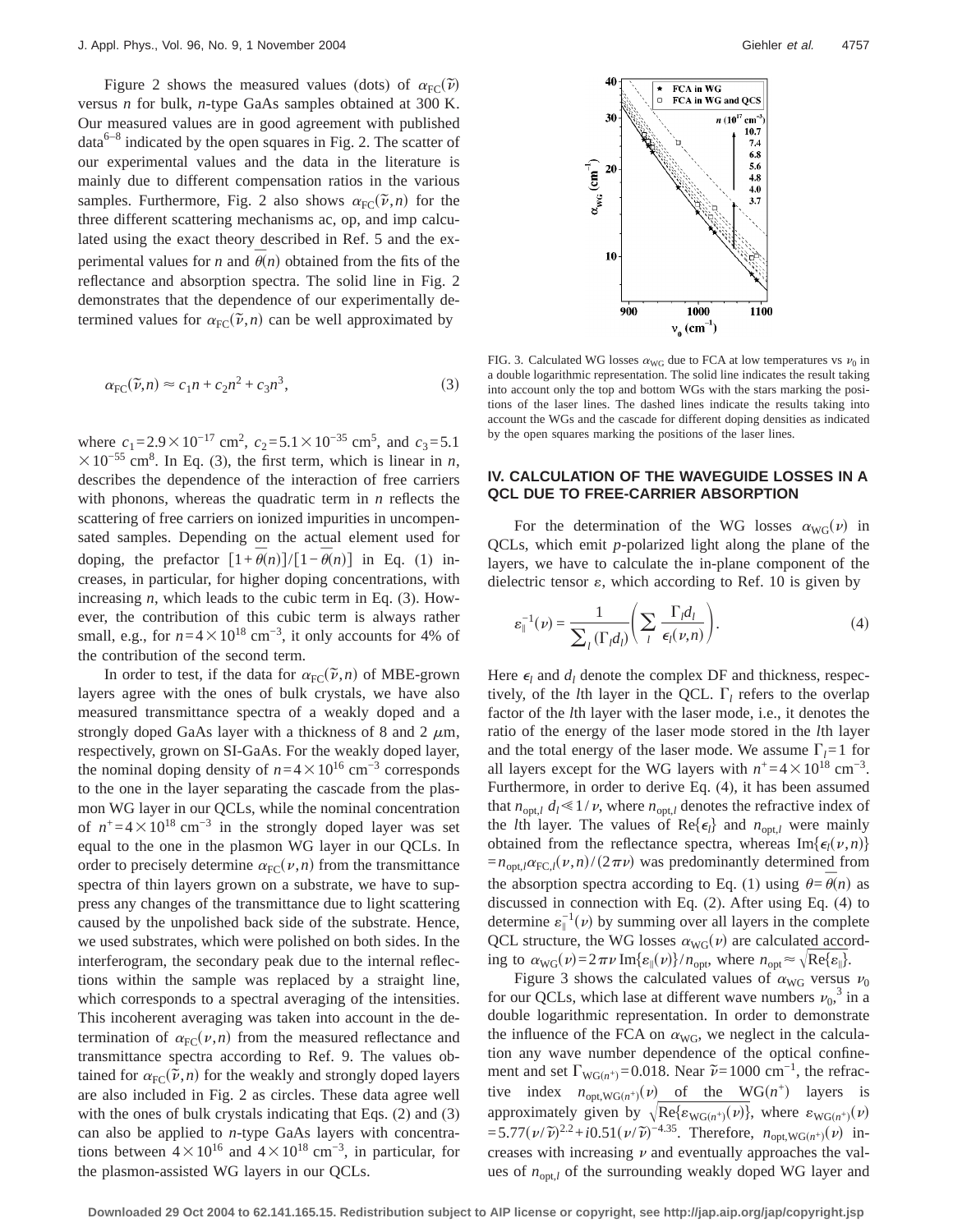Figure 2 shows the measured values (dots) of $\alpha_{FC}(\tilde{\nu})$ versus $n$ for bulk, $n$-type GaAs samples obtained at 300 K. Our measured values are in good agreement with published data[6–8] indicated by the open squares in Fig. 2. The scatter of our experimental values and the data in the literature is mainly due to different compensation ratios in the various samples. Furthermore, Fig. 2 also shows $\alpha_{FC}(\tilde{\nu},n)$ for the three different scattering mechanisms ac, op, and imp calculated using the exact theory described in Ref. 5 and the experimental values for $n$ and $\overline{\theta}(n)$ obtained from the fits of the reflectance and absorption spectra. The solid line in Fig. 2 demonstrates that the dependence of our experimentally determined values for $\alpha_{FC}(\tilde{\nu},n)$ can be well approximated by

$$\alpha_{FC}(\tilde{\nu},n) \approx c_1 n + c_2 n^2 + c_3 n^3, \tag{3}$$

where $c_1 = 2.9 \times 10^{-17}$ cm$^2$, $c_2 = 5.1 \times 10^{-35}$ cm$^5$, and $c_3 = 5.1 \times 10^{-55}$ cm$^8$. In Eq. (3), the first term, which is linear in $n$, describes the dependence of the interaction of free carriers with phonons, whereas the quadratic term in $n$ reflects the scattering of free carriers on ionized impurities in uncompensated samples. Depending on the actual element used for doping, the prefactor $[1+\overline{\theta}(n)]/[1-\overline{\theta}(n)]$ in Eq. (1) increases, in particular, for higher doping concentrations, with increasing $n$, which leads to the cubic term in Eq. (3). However, the contribution of this cubic term is always rather small, e.g., for $n = 4 \times 10^{18}$ cm$^{-3}$, it only accounts for 4% of the contribution of the second term.

In order to test, if the data for $\alpha_{FC}(\tilde{\nu},n)$ of MBE-grown layers agree with the ones of bulk crystals, we have also measured transmittance spectra of a weakly doped and a strongly doped GaAs layer with a thickness of 8 and 2 $\mu$m, respectively, grown on SI-GaAs. For the weakly doped layer, the nominal doping density of $n = 4 \times 10^{16}$ cm$^{-3}$ corresponds to the one in the layer separating the cascade from the plasmon WG layer in our QCLs, while the nominal concentration of $n^+ = 4 \times 10^{18}$ cm$^{-3}$ in the strongly doped layer was set equal to the one in the plasmon WG layer in our QCLs. In order to precisely determine $\alpha_{FC}(\nu,n)$ from the transmittance spectra of thin layers grown on a substrate, we have to suppress any changes of the transmittance due to light scattering caused by the unpolished back side of the substrate. Hence, we used substrates, which were polished on both sides. In the interferogram, the secondary peak due to the internal reflections within the sample was replaced by a straight line, which corresponds to a spectral averaging of the intensities. This incoherent averaging was taken into account in the determination of $\alpha_{FC}(\nu,n)$ from the measured reflectance and transmittance spectra according to Ref. 9. The values obtained for $\alpha_{FC}(\tilde{\nu},n)$ for the weakly and strongly doped layers are also included in Fig. 2 as circles. These data agree well with the ones of bulk crystals indicating that Eqs. (2) and (3) can also be applied to $n$-type GaAs layers with concentrations between $4 \times 10^{16}$ and $4 \times 10^{18}$ cm$^{-3}$, in particular, for the plasmon-assisted WG layers in our QCLs.

FIG. 3. Calculated WG losses $\alpha_{WG}$ due to FCA at low temperatures vs $\nu_0$ in a double logarithmic representation. The solid line indicates the result taking into account only the top and bottom WGs with the stars marking the positions of the laser lines. The dashed lines indicate the results taking into account the WGs and the cascade for different doping densities as indicated by the open squares marking the positions of the laser lines.

## IV. CALCULATION OF THE WAVEGUIDE LOSSES IN A QCL DUE TO FREE-CARRIER ABSORPTION

For the determination of the WG losses $\alpha_{WG}(\nu)$ in QCLs, which emit $p$-polarized light along the plane of the layers, we have to calculate the in-plane component of the dielectric tensor $\varepsilon$, which according to Ref. 10 is given by

$$\varepsilon_{\parallel}^{-1}(\nu) = \frac{1}{\sum_l (\Gamma_l d_l)} \left( \sum_l \frac{\Gamma_l d_l}{\epsilon_l(\nu,n)} \right). \tag{4}$$

Here $\epsilon_l$ and $d_l$ denote the complex DF and thickness, respectively, of the $l$th layer in the QCL. $\Gamma_l$ refers to the overlap factor of the $l$th layer with the laser mode, i.e., it denotes the ratio of the energy of the laser mode stored in the $l$th layer and the total energy of the laser mode. We assume $\Gamma_l = 1$ for all layers except for the WG layers with $n^+ = 4 \times 10^{18}$ cm$^{-3}$. Furthermore, in order to derive Eq. (4), it has been assumed that $n_{opt,l}\, d_l \ll 1/\nu$, where $n_{opt,l}$ denotes the refractive index of the $l$th layer. The values of $\mathrm{Re}\{\epsilon_l\}$ and $n_{opt,l}$ were mainly obtained from the reflectance spectra, whereas $\mathrm{Im}\{\epsilon_l(\nu,n)\} = n_{opt,l}\alpha_{FC,l}(\nu,n)/(2\pi\nu)$ was predominantly determined from the absorption spectra according to Eq. (1) using $\theta = \overline{\theta}(n)$ as discussed in connection with Eq. (2). After using Eq. (4) to determine $\varepsilon_{\parallel}^{-1}(\nu)$ by summing over all layers in the complete QCL structure, the WG losses $\alpha_{WG}(\nu)$ are calculated according to $\alpha_{WG}(\nu) = 2\pi\nu\, \mathrm{Im}\{\varepsilon_{\parallel}(\nu)\}/n_{opt}$, where $n_{opt} \approx \sqrt{\mathrm{Re}\{\varepsilon_{\parallel}\}}$.

Figure 3 shows the calculated values of $\alpha_{WG}$ versus $\nu_0$ for our QCLs, which lase at different wave numbers $\nu_0$,[3] in a double logarithmic representation. In order to demonstrate the influence of the FCA on $\alpha_{WG}$, we neglect in the calculation any wave number dependence of the optical confinement and set $\Gamma_{WG(n^+)} = 0.018$. Near $\tilde{\nu} = 1000$ cm$^{-1}$, the refractive index $n_{opt,WG(n^+)}(\nu)$ of the WG($n^+$) layers is approximately given by $\sqrt{\mathrm{Re}\{\varepsilon_{WG(n^+)}(\nu)\}}$, where $\varepsilon_{WG(n^+)}(\nu) = 5.77(\nu/\tilde{\nu})^{2.2} + i0.51(\nu/\tilde{\nu})^{-4.35}$. Therefore, $n_{opt,WG(n^+)}(\nu)$ increases with increasing $\nu$ and eventually approaches the values of $n_{opt,l}$ of the surrounding weakly doped WG layer and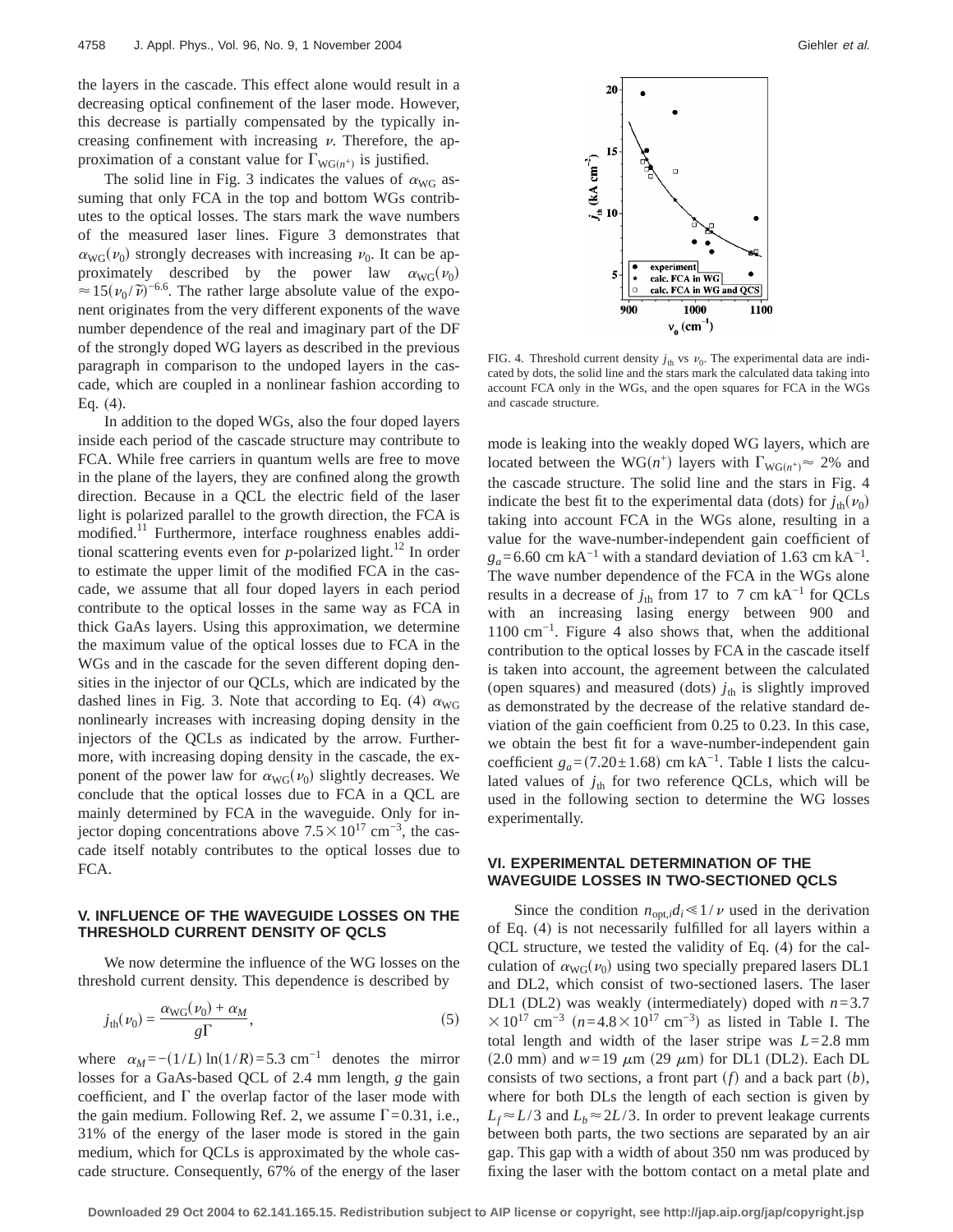the layers in the cascade. This effect alone would result in a decreasing optical confinement of the laser mode. However, this decrease is partially compensated by the typically increasing confinement with increasing $\nu$. Therefore, the approximation of a constant value for $\Gamma_{WG(n^+)}$ is justified.

The solid line in Fig. 3 indicates the values of $\alpha_{WG}$ assuming that only FCA in the top and bottom WGs contributes to the optical losses. The stars mark the wave numbers of the measured laser lines. Figure 3 demonstrates that $\alpha_{WG}(\nu_0)$ strongly decreases with increasing $\nu_0$. It can be approximately described by the power law $\alpha_{WG}(\nu_0) \approx 15(\nu_0/\tilde{\nu})^{-6.6}$. The rather large absolute value of the exponent originates from the very different exponents of the wave number dependence of the real and imaginary part of the DF of the strongly doped WG layers as described in the previous paragraph in comparison to the undoped layers in the cascade, which are coupled in a nonlinear fashion according to Eq. (4).

In addition to the doped WGs, also the four doped layers inside each period of the cascade structure may contribute to FCA. While free carriers in quantum wells are free to move in the plane of the layers, they are confined along the growth direction. Because in a QCL the electric field of the laser light is polarized parallel to the growth direction, the FCA is modified.[11] Furthermore, interface roughness enables additional scattering events even for *p*-polarized light.[12] In order to estimate the upper limit of the modified FCA in the cascade, we assume that all four doped layers in each period contribute to the optical losses in the same way as FCA in thick GaAs layers. Using this approximation, we determine the maximum value of the optical losses due to FCA in the WGs and in the cascade for the seven different doping densities in the injector of our QCLs, which are indicated by the dashed lines in Fig. 3. Note that according to Eq. (4) $\alpha_{WG}$ nonlinearly increases with increasing doping density in the injectors of the QCLs as indicated by the arrow. Furthermore, with increasing doping density in the cascade, the exponent of the power law for $\alpha_{WG}(\nu_0)$ slightly decreases. We conclude that the optical losses due to FCA in a QCL are mainly determined by FCA in the waveguide. Only for injector doping concentrations above $7.5 \times 10^{17}$ cm$^{-3}$, the cascade itself notably contributes to the optical losses due to FCA.

## V. INFLUENCE OF THE WAVEGUIDE LOSSES ON THE THRESHOLD CURRENT DENSITY OF QCLS

We now determine the influence of the WG losses on the threshold current density. This dependence is described by

$$j_{th}(\nu_0) = \frac{\alpha_{WG}(\nu_0) + \alpha_M}{g\Gamma}, \tag{5}$$

where $\alpha_M = -(1/L)\ln(1/R) = 5.3$ cm$^{-1}$ denotes the mirror losses for a GaAs-based QCL of 2.4 mm length, $g$ the gain coefficient, and $\Gamma$ the overlap factor of the laser mode with the gain medium. Following Ref. 2, we assume $\Gamma = 0.31$, i.e., 31% of the energy of the laser mode is stored in the gain medium, which for QCLs is approximated by the whole cascade structure. Consequently, 67% of the energy of the laser mode is leaking into the weakly doped WG layers, which are located between the WG($n^+$) layers with $\Gamma_{WG(n^+)} \approx 2\%$ and the cascade structure. The solid line and the stars in Fig. 4 indicate the best fit to the experimental data (dots) for $j_{th}(\nu_0)$ taking into account FCA in the WGs alone, resulting in a value for the wave-number-independent gain coefficient of $g_a = 6.60$ cm kA$^{-1}$ with a standard deviation of 1.63 cm kA$^{-1}$. The wave number dependence of the FCA in the WGs alone results in a decrease of $j_{th}$ from 17 to 7 cm kA$^{-1}$ for QCLs with an increasing lasing energy between 900 and 1100 cm$^{-1}$. Figure 4 also shows that, when the additional contribution to the optical losses by FCA in the cascade itself is taken into account, the agreement between the calculated (open squares) and measured (dots) $j_{th}$ is slightly improved as demonstrated by the decrease of the relative standard deviation of the gain coefficient from 0.25 to 0.23. In this case, we obtain the best fit for a wave-number-independent gain coefficient $g_a = (7.20 \pm 1.68)$ cm kA$^{-1}$. Table I lists the calculated values of $j_{th}$ for two reference QCLs, which will be used in the following section to determine the WG losses experimentally.

FIG. 4. Threshold current density $j_{th}$ vs $\nu_0$. The experimental data are indicated by dots, the solid line and the stars mark the calculated data taking into account FCA only in the WGs, and the open squares for FCA in the WGs and cascade structure.

## VI. EXPERIMENTAL DETERMINATION OF THE WAVEGUIDE LOSSES IN TWO-SECTIONED QCLS

Since the condition $n_{opt,i}d_i \ll 1/\nu$ used in the derivation of Eq. (4) is not necessarily fulfilled for all layers within a QCL structure, we tested the validity of Eq. (4) for the calculation of $\alpha_{WG}(\nu_0)$ using two specially prepared lasers DL1 and DL2, which consist of two-sectioned lasers. The laser DL1 (DL2) was weakly (intermediately) doped with $n = 3.7 \times 10^{17}$ cm$^{-3}$ ($n = 4.8 \times 10^{17}$ cm$^{-3}$) as listed in Table I. The total length and width of the laser stripe was $L = 2.8$ mm (2.0 mm) and $w = 19$ $\mu$m (29 $\mu$m) for DL1 (DL2). Each DL consists of two sections, a front part ($f$) and a back part ($b$), where for both DLs the length of each section is given by $L_f \approx L/3$ and $L_b \approx 2L/3$. In order to prevent leakage currents between both parts, the two sections are separated by an air gap. This gap with a width of about 350 nm was produced by fixing the laser with the bottom contact on a metal plate and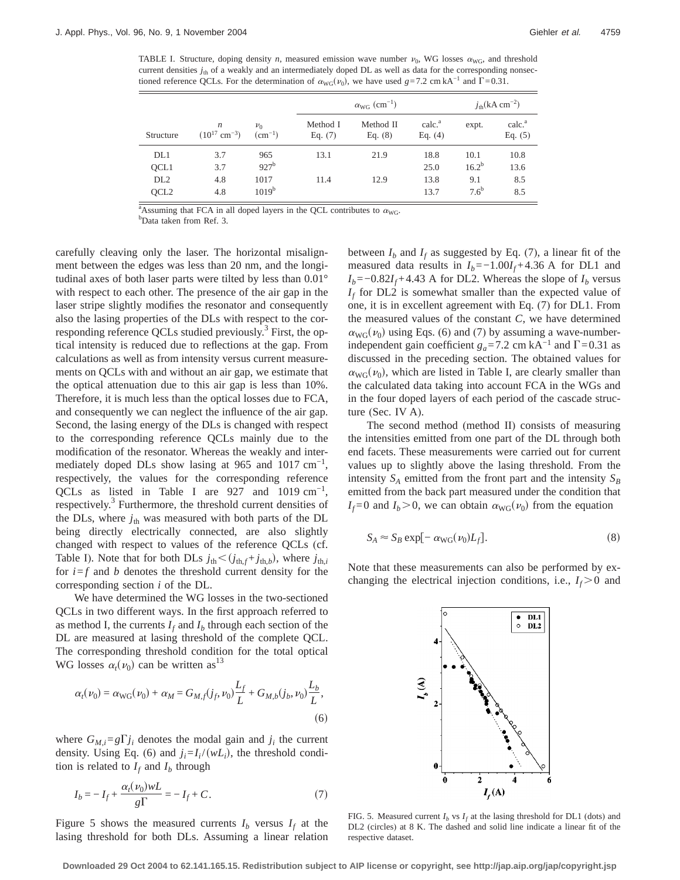TABLE I. Structure, doping density $n$, measured emission wave number $\nu_0$, WG losses $\alpha_{WG}$, and threshold current densities $j_{th}$ of a weakly and an intermediately doped DL as well as data for the corresponding nonsectioned reference QCLs. For the determination of $\alpha_{WG}(\nu_0)$, we have used $g$=7.2 cm kA$^{-1}$ and $\Gamma$=0.31.

| Structure | $n$ ($10^{17}$ cm$^{-3}$) | $\nu_0$ (cm$^{-1}$) | $\alpha_{WG}$ (cm$^{-1}$) Method I Eq. (7) | Method II Eq. (8) | calc.[a] Eq. (4) | $j_{th}$(kA cm$^{-2}$) expt. | calc.[a] Eq. (5) |
|---|---|---|---|---|---|---|---|
| DL1 | 3.7 | 965 | 13.1 | 21.9 | 18.8 | 10.1 | 10.8 |
| QCL1 | 3.7 | 927[b] | | | 25.0 | 16.2[b] | 13.6 |
| DL2 | 4.8 | 1017 | 11.4 | 12.9 | 13.8 | 9.1 | 8.5 |
| QCL2 | 4.8 | 1019[b] | | | 13.7 | 7.6[b] | 8.5 |

[a]Assuming that FCA in all doped layers in the QCL contributes to $\alpha_{WG}$.
[b]Data taken from Ref. 3.

carefully cleaving only the laser. The horizontal misalignment between the edges was less than 20 nm, and the longitudinal axes of both laser parts were tilted by less than 0.01° with respect to each other. The presence of the air gap in the laser stripe slightly modifies the resonator and consequently also the lasing properties of the DLs with respect to the corresponding reference QCLs studied previously.[3] First, the optical intensity is reduced due to reflections at the gap. From calculations as well as from intensity versus current measurements on QCLs with and without an air gap, we estimate that the optical attenuation due to this air gap is less than 10%. Therefore, it is much less than the optical losses due to FCA, and consequently we can neglect the influence of the air gap. Second, the lasing energy of the DLs is changed with respect to the corresponding reference QCLs mainly due to the modification of the resonator. Whereas the weakly and intermediately doped DLs show lasing at 965 and 1017 cm$^{-1}$, respectively, the values for the corresponding reference QCLs as listed in Table I are 927 and 1019 cm$^{-1}$, respectively.[3] Furthermore, the threshold current densities of the DLs, where $j_{th}$ was measured with both parts of the DL being directly electrically connected, are also slightly changed with respect to values of the reference QCLs (cf. Table I). Note that for both DLs $j_{th} < (j_{th,f} + j_{th,b})$, where $j_{th,i}$ for $i=f$ and $b$ denotes the threshold current density for the corresponding section $i$ of the DL.

We have determined the WG losses in the two-sectioned QCLs in two different ways. In the first approach referred to as method I, the currents $I_f$ and $I_b$ through each section of the DL are measured at lasing threshold of the complete QCL. The corresponding threshold condition for the total optical WG losses $\alpha_t(\nu_0)$ can be written as[13]

$$\alpha_t(\nu_0) = \alpha_{WG}(\nu_0) + \alpha_M = G_{M,f}(j_f, \nu_0)\frac{L_f}{L} + G_{M,b}(j_b, \nu_0)\frac{L_b}{L}, \tag{6}$$

where $G_{M,i} = g\Gamma j_i$ denotes the modal gain and $j_i$ the current density. Using Eq. (6) and $j_i = I_i/(wL_i)$, the threshold condition is related to $I_f$ and $I_b$ through

$$I_b = -I_f + \frac{\alpha_t(\nu_0)wL}{g\Gamma} = -I_f + C. \tag{7}$$

Figure 5 shows the measured currents $I_b$ versus $I_f$ at the lasing threshold for both DLs. Assuming a linear relation between $I_b$ and $I_f$ as suggested by Eq. (7), a linear fit of the measured data results in $I_b = -1.00I_f + 4.36$ A for DL1 and $I_b = -0.82I_f + 4.43$ A for DL2. Whereas the slope of $I_b$ versus $I_f$ for DL2 is somewhat smaller than the expected value of one, it is in excellent agreement with Eq. (7) for DL1. From the measured values of the constant $C$, we have determined $\alpha_{WG}(\nu_0)$ using Eqs. (6) and (7) by assuming a wave-number-independent gain coefficient $g_a$=7.2 cm kA$^{-1}$ and $\Gamma$=0.31 as discussed in the preceding section. The obtained values for $\alpha_{WG}(\nu_0)$, which are listed in Table I, are clearly smaller than the calculated data taking into account FCA in the WGs and in the four doped layers of each period of the cascade structure (Sec. IV A).

The second method (method II) consists of measuring the intensities emitted from one part of the DL through both end facets. These measurements were carried out for current values up to slightly above the lasing threshold. From the intensity $S_A$ emitted from the front part and the intensity $S_B$ emitted from the back part measured under the condition that $I_f=0$ and $I_b>0$, we can obtain $\alpha_{WG}(\nu_0)$ from the equation

$$S_A \approx S_B \exp[-\alpha_{WG}(\nu_0)L_f]. \tag{8}$$

Note that these measurements can also be performed by exchanging the electrical injection conditions, i.e., $I_f>0$ and

FIG. 5. Measured current $I_b$ vs $I_f$ at the lasing threshold for DL1 (dots) and DL2 (circles) at 8 K. The dashed and solid line indicate a linear fit of the respective dataset.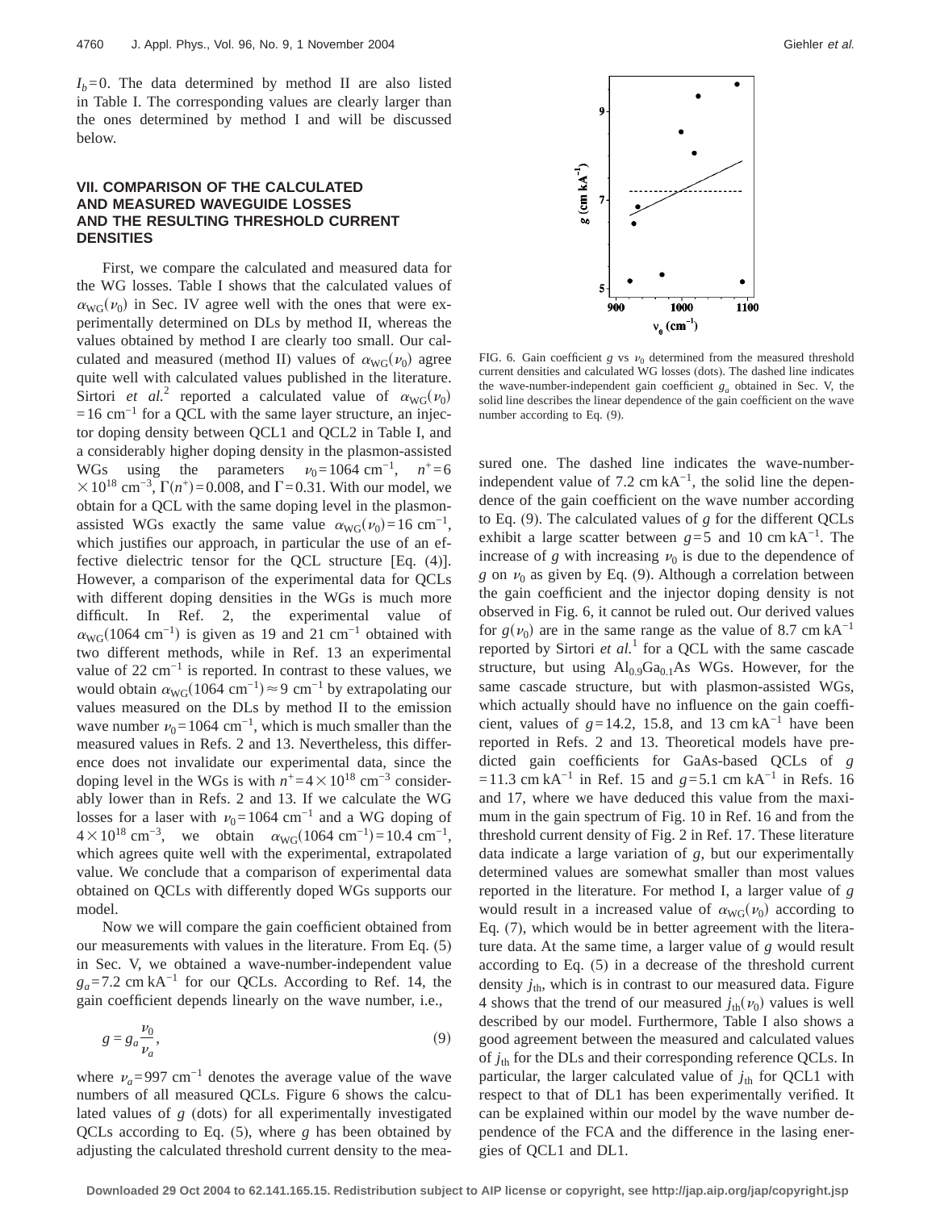$I_b=0$. The data determined by method II are also listed in Table I. The corresponding values are clearly larger than the ones determined by method I and will be discussed below.

## VII. COMPARISON OF THE CALCULATED AND MEASURED WAVEGUIDE LOSSES AND THE RESULTING THRESHOLD CURRENT DENSITIES

First, we compare the calculated and measured data for the WG losses. Table I shows that the calculated values of $\alpha_{\mathrm{WG}}(\nu_0)$ in Sec. IV agree well with the ones that were experimentally determined on DLs by method II, whereas the values obtained by method I are clearly too small. Our calculated and measured (method II) values of $\alpha_{\mathrm{WG}}(\nu_0)$ agree quite well with calculated values published in the literature. Sirtori *et al.*[2] reported a calculated value of $\alpha_{\mathrm{WG}}(\nu_0)=16\ \mathrm{cm}^{-1}$ for a QCL with the same layer structure, an injector doping density between QCL1 and QCL2 in Table I, and a considerably higher doping density in the plasmon-assisted WGs using the parameters $\nu_0=1064\ \mathrm{cm}^{-1}$, $n^+=6\times10^{18}\ \mathrm{cm}^{-3}$, $\Gamma(n^+)=0.008$, and $\Gamma=0.31$. With our model, we obtain for a QCL with the same doping level in the plasmon-assisted WGs exactly the same value $\alpha_{\mathrm{WG}}(\nu_0)=16\ \mathrm{cm}^{-1}$, which justifies our approach, in particular the use of an effective dielectric tensor for the QCL structure [Eq. (4)]. However, a comparison of the experimental data for QCLs with different doping densities in the WGs is much more difficult. In Ref. 2, the experimental value of $\alpha_{\mathrm{WG}}(1064\ \mathrm{cm}^{-1})$ is given as 19 and 21 $\mathrm{cm}^{-1}$ obtained with two different methods, while in Ref. 13 an experimental value of 22 $\mathrm{cm}^{-1}$ is reported. In contrast to these values, we would obtain $\alpha_{\mathrm{WG}}(1064\ \mathrm{cm}^{-1})\approx 9\ \mathrm{cm}^{-1}$ by extrapolating our values measured on the DLs by method II to the emission wave number $\nu_0=1064\ \mathrm{cm}^{-1}$, which is much smaller than the measured values in Refs. 2 and 13. Nevertheless, this difference does not invalidate our experimental data, since the doping level in the WGs is with $n^+=4\times10^{18}\ \mathrm{cm}^{-3}$ considerably lower than in Refs. 2 and 13. If we calculate the WG losses for a laser with $\nu_0=1064\ \mathrm{cm}^{-1}$ and a WG doping of $4\times10^{18}\ \mathrm{cm}^{-3}$, we obtain $\alpha_{\mathrm{WG}}(1064\ \mathrm{cm}^{-1})=10.4\ \mathrm{cm}^{-1}$, which agrees quite well with the experimental, extrapolated value. We conclude that a comparison of experimental data obtained on QCLs with differently doped WGs supports our model.

Now we will compare the gain coefficient obtained from our measurements with values in the literature. From Eq. (5) in Sec. V, we obtained a wave-number-independent value $g_a=7.2\ \mathrm{cm\,kA}^{-1}$ for our QCLs. According to Ref. 14, the gain coefficient depends linearly on the wave number, i.e.,

$$g=g_a\frac{\nu_0}{\nu_a}, \tag{9}$$

where $\nu_a=997\ \mathrm{cm}^{-1}$ denotes the average value of the wave numbers of all measured QCLs. Figure 6 shows the calculated values of $g$ (dots) for all experimentally investigated QCLs according to Eq. (5), where $g$ has been obtained by adjusting the calculated threshold current density to the measured one. The dashed line indicates the wave-number-independent value of 7.2 $\mathrm{cm\,kA}^{-1}$, the solid line the dependence of the gain coefficient on the wave number according to Eq. (9). The calculated values of $g$ for the different QCLs exhibit a large scatter between $g=5$ and 10 $\mathrm{cm\,kA}^{-1}$. The increase of $g$ with increasing $\nu_0$ is due to the dependence of $g$ on $\nu_0$ as given by Eq. (9). Although a correlation between the gain coefficient and the injector doping density is not observed in Fig. 6, it cannot be ruled out. Our derived values for $g(\nu_0)$ are in the same range as the value of 8.7 $\mathrm{cm\,kA}^{-1}$ reported by Sirtori *et al.*[1] for a QCL with the same cascade structure, but using $Al_{0.9}Ga_{0.1}As$ WGs. However, for the same cascade structure, but with plasmon-assisted WGs, which actually should have no influence on the gain coefficient, values of $g=14.2$, 15.8, and 13 $\mathrm{cm\,kA}^{-1}$ have been reported in Refs. 2 and 13. Theoretical models have predicted gain coefficients for GaAs-based QCLs of $g=11.3\ \mathrm{cm\,kA}^{-1}$ in Ref. 15 and $g=5.1\ \mathrm{cm\,kA}^{-1}$ in Refs. 16 and 17, where we have deduced this value from the maximum in the gain spectrum of Fig. 10 in Ref. 16 and from the threshold current density of Fig. 2 in Ref. 17. These literature data indicate a large variation of $g$, but our experimentally determined values are somewhat smaller than most values reported in the literature. For method I, a larger value of $g$ would result in a increased value of $\alpha_{\mathrm{WG}}(\nu_0)$ according to Eq. (7), which would be in better agreement with the literature data. At the same time, a larger value of $g$ would result according to Eq. (5) in a decrease of the threshold current density $j_{\mathrm{th}}$, which is in contrast to our measured data. Figure 4 shows that the trend of our measured $j_{\mathrm{th}}(\nu_0)$ values is well described by our model. Furthermore, Table I also shows a good agreement between the measured and calculated values of $j_{\mathrm{th}}$ for the DLs and their corresponding reference QCLs. In particular, the larger calculated value of $j_{\mathrm{th}}$ for QCL1 with respect to that of DL1 has been experimentally verified. It can be explained within our model by the wave number dependence of the FCA and the difference in the lasing energies of QCL1 and DL1.

FIG. 6. Gain coefficient $g$ vs $\nu_0$ determined from the measured threshold current densities and calculated WG losses (dots). The dashed line indicates the wave-number-independent gain coefficient $g_a$ obtained in Sec. V, the solid line describes the linear dependence of the gain coefficient on the wave number according to Eq. (9).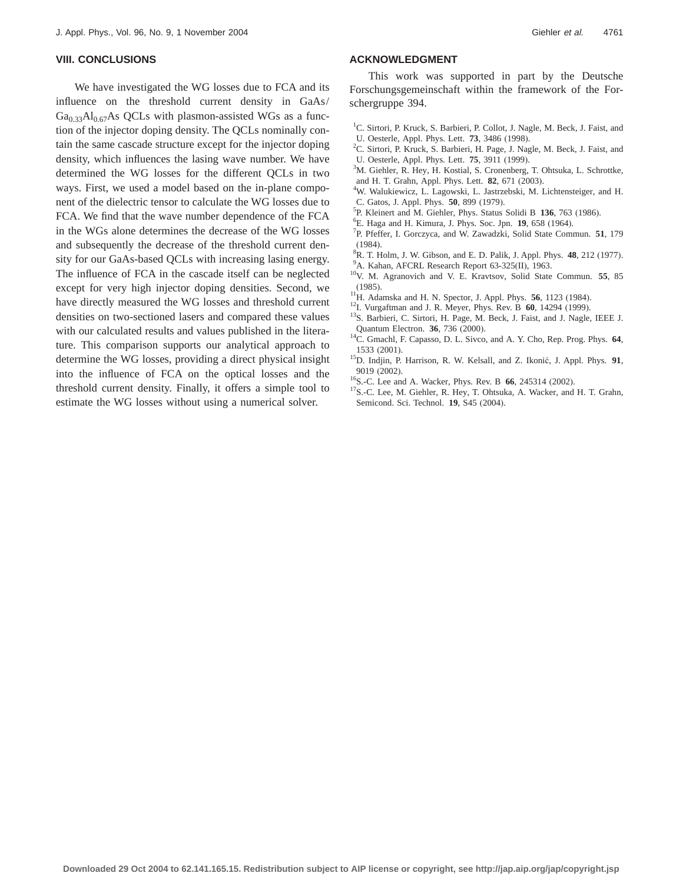## VIII. CONCLUSIONS

We have investigated the WG losses due to FCA and its influence on the threshold current density in GaAs/ $Ga_{0.33}Al_{0.67}As$ QCLs with plasmon-assisted WGs as a function of the injector doping density. The QCLs nominally contain the same cascade structure except for the injector doping density, which influences the lasing wave number. We have determined the WG losses for the different QCLs in two ways. First, we used a model based on the in-plane component of the dielectric tensor to calculate the WG losses due to FCA. We find that the wave number dependence of the FCA in the WGs alone determines the decrease of the WG losses and subsequently the decrease of the threshold current density for our GaAs-based QCLs with increasing lasing energy. The influence of FCA in the cascade itself can be neglected except for very high injector doping densities. Second, we have directly measured the WG losses and threshold current densities on two-sectioned lasers and compared these values with our calculated results and values published in the literature. This comparison supports our analytical approach to determine the WG losses, providing a direct physical insight into the influence of FCA on the optical losses and the threshold current density. Finally, it offers a simple tool to estimate the WG losses without using a numerical solver.

## ACKNOWLEDGMENT

This work was supported in part by the Deutsche Forschungsgemeinschaft within the framework of the Forschergruppe 394.

[1] C. Sirtori, P. Kruck, S. Barbieri, P. Collot, J. Nagle, M. Beck, J. Faist, and U. Oesterle, Appl. Phys. Lett. **73**, 3486 (1998).
[2] C. Sirtori, P. Kruck, S. Barbieri, H. Page, J. Nagle, M. Beck, J. Faist, and U. Oesterle, Appl. Phys. Lett. **75**, 3911 (1999).
[3] M. Giehler, R. Hey, H. Kostial, S. Cronenberg, T. Ohtsuka, L. Schrottke, and H. T. Grahn, Appl. Phys. Lett. **82**, 671 (2003).
[4] W. Walukiewicz, L. Lagowski, L. Jastrzebski, M. Lichtensteiger, and H. C. Gatos, J. Appl. Phys. **50**, 899 (1979).
[5] P. Kleinert and M. Giehler, Phys. Status Solidi B **136**, 763 (1986).
[6] E. Haga and H. Kimura, J. Phys. Soc. Jpn. **19**, 658 (1964).
[7] P. Pfeffer, I. Gorczyca, and W. Zawadzki, Solid State Commun. **51**, 179 (1984).
[8] R. T. Holm, J. W. Gibson, and E. D. Palik, J. Appl. Phys. **48**, 212 (1977).
[9] A. Kahan, AFCRL Research Report 63-325(II), 1963.
[10] V. M. Agranovich and V. E. Kravtsov, Solid State Commun. **55**, 85 (1985).
[11] H. Adamska and H. N. Spector, J. Appl. Phys. **56**, 1123 (1984).
[12] I. Vurgaftman and J. R. Meyer, Phys. Rev. B **60**, 14294 (1999).
[13] S. Barbieri, C. Sirtori, H. Page, M. Beck, J. Faist, and J. Nagle, IEEE J. Quantum Electron. **36**, 736 (2000).
[14] C. Gmachl, F. Capasso, D. L. Sivco, and A. Y. Cho, Rep. Prog. Phys. **64**, 1533 (2001).
[15] D. Indjin, P. Harrison, R. W. Kelsall, and Z. Ikonić, J. Appl. Phys. **91**, 9019 (2002).
[16] S.-C. Lee and A. Wacker, Phys. Rev. B **66**, 245314 (2002).
[17] S.-C. Lee, M. Giehler, R. Hey, T. Ohtsuka, A. Wacker, and H. T. Grahn, Semicond. Sci. Technol. **19**, S45 (2004).